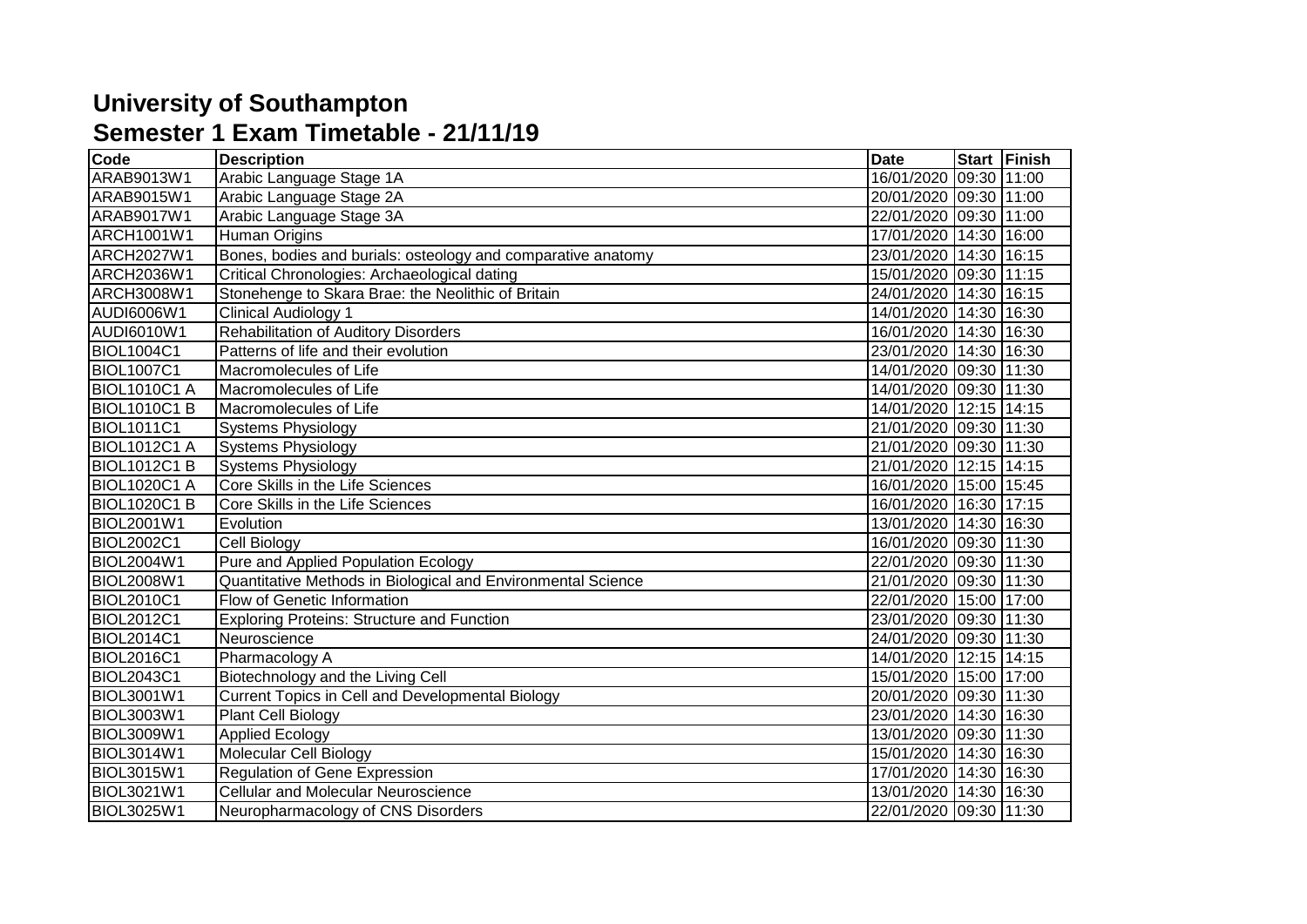# University of Southampton
## Semester 1 Exam Timetable - 21/11/19

| Code | Description | Date | Start | Finish |
|---|---|---|---|---|
| ARAB9013W1 | Arabic Language Stage 1A | 16/01/2020 | 09:30 | 11:00 |
| ARAB9015W1 | Arabic Language Stage 2A | 20/01/2020 | 09:30 | 11:00 |
| ARAB9017W1 | Arabic Language Stage 3A | 22/01/2020 | 09:30 | 11:00 |
| ARCH1001W1 | Human Origins | 17/01/2020 | 14:30 | 16:00 |
| ARCH2027W1 | Bones, bodies and burials: osteology and comparative anatomy | 23/01/2020 | 14:30 | 16:15 |
| ARCH2036W1 | Critical Chronologies: Archaeological dating | 15/01/2020 | 09:30 | 11:15 |
| ARCH3008W1 | Stonehenge to Skara Brae: the Neolithic of Britain | 24/01/2020 | 14:30 | 16:15 |
| AUDI6006W1 | Clinical Audiology 1 | 14/01/2020 | 14:30 | 16:30 |
| AUDI6010W1 | Rehabilitation of Auditory Disorders | 16/01/2020 | 14:30 | 16:30 |
| BIOL1004C1 | Patterns of life and their evolution | 23/01/2020 | 14:30 | 16:30 |
| BIOL1007C1 | Macromolecules of Life | 14/01/2020 | 09:30 | 11:30 |
| BIOL1010C1 A | Macromolecules of Life | 14/01/2020 | 09:30 | 11:30 |
| BIOL1010C1 B | Macromolecules of Life | 14/01/2020 | 12:15 | 14:15 |
| BIOL1011C1 | Systems Physiology | 21/01/2020 | 09:30 | 11:30 |
| BIOL1012C1 A | Systems Physiology | 21/01/2020 | 09:30 | 11:30 |
| BIOL1012C1 B | Systems Physiology | 21/01/2020 | 12:15 | 14:15 |
| BIOL1020C1 A | Core Skills in the Life Sciences | 16/01/2020 | 15:00 | 15:45 |
| BIOL1020C1 B | Core Skills in the Life Sciences | 16/01/2020 | 16:30 | 17:15 |
| BIOL2001W1 | Evolution | 13/01/2020 | 14:30 | 16:30 |
| BIOL2002C1 | Cell Biology | 16/01/2020 | 09:30 | 11:30 |
| BIOL2004W1 | Pure and Applied Population Ecology | 22/01/2020 | 09:30 | 11:30 |
| BIOL2008W1 | Quantitative Methods in Biological and Environmental Science | 21/01/2020 | 09:30 | 11:30 |
| BIOL2010C1 | Flow of Genetic Information | 22/01/2020 | 15:00 | 17:00 |
| BIOL2012C1 | Exploring Proteins: Structure and Function | 23/01/2020 | 09:30 | 11:30 |
| BIOL2014C1 | Neuroscience | 24/01/2020 | 09:30 | 11:30 |
| BIOL2016C1 | Pharmacology A | 14/01/2020 | 12:15 | 14:15 |
| BIOL2043C1 | Biotechnology and the Living Cell | 15/01/2020 | 15:00 | 17:00 |
| BIOL3001W1 | Current Topics in Cell and Developmental Biology | 20/01/2020 | 09:30 | 11:30 |
| BIOL3003W1 | Plant Cell Biology | 23/01/2020 | 14:30 | 16:30 |
| BIOL3009W1 | Applied Ecology | 13/01/2020 | 09:30 | 11:30 |
| BIOL3014W1 | Molecular Cell Biology | 15/01/2020 | 14:30 | 16:30 |
| BIOL3015W1 | Regulation of Gene Expression | 17/01/2020 | 14:30 | 16:30 |
| BIOL3021W1 | Cellular and Molecular Neuroscience | 13/01/2020 | 14:30 | 16:30 |
| BIOL3025W1 | Neuropharmacology of CNS Disorders | 22/01/2020 | 09:30 | 11:30 |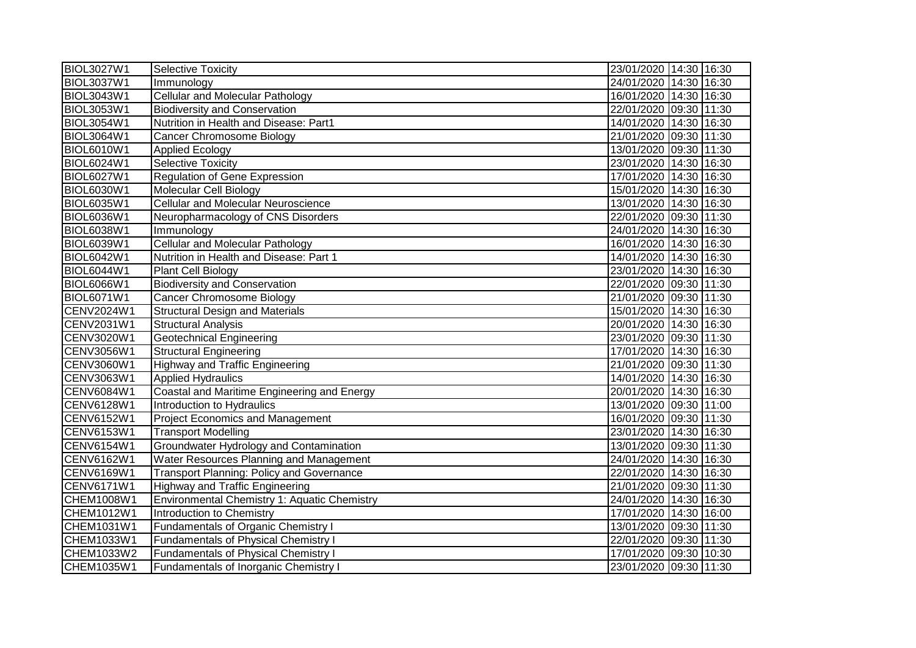| | | | | |
|---|---|---|---|---|
| BIOL3027W1 | Selective Toxicity | 23/01/2020 | 14:30 | 16:30 |
| BIOL3037W1 | Immunology | 24/01/2020 | 14:30 | 16:30 |
| BIOL3043W1 | Cellular and Molecular Pathology | 16/01/2020 | 14:30 | 16:30 |
| BIOL3053W1 | Biodiversity and Conservation | 22/01/2020 | 09:30 | 11:30 |
| BIOL3054W1 | Nutrition in Health and Disease: Part1 | 14/01/2020 | 14:30 | 16:30 |
| BIOL3064W1 | Cancer Chromosome Biology | 21/01/2020 | 09:30 | 11:30 |
| BIOL6010W1 | Applied Ecology | 13/01/2020 | 09:30 | 11:30 |
| BIOL6024W1 | Selective Toxicity | 23/01/2020 | 14:30 | 16:30 |
| BIOL6027W1 | Regulation of Gene Expression | 17/01/2020 | 14:30 | 16:30 |
| BIOL6030W1 | Molecular Cell Biology | 15/01/2020 | 14:30 | 16:30 |
| BIOL6035W1 | Cellular and Molecular Neuroscience | 13/01/2020 | 14:30 | 16:30 |
| BIOL6036W1 | Neuropharmacology of CNS Disorders | 22/01/2020 | 09:30 | 11:30 |
| BIOL6038W1 | Immunology | 24/01/2020 | 14:30 | 16:30 |
| BIOL6039W1 | Cellular and Molecular Pathology | 16/01/2020 | 14:30 | 16:30 |
| BIOL6042W1 | Nutrition in Health and Disease: Part 1 | 14/01/2020 | 14:30 | 16:30 |
| BIOL6044W1 | Plant Cell Biology | 23/01/2020 | 14:30 | 16:30 |
| BIOL6066W1 | Biodiversity and Conservation | 22/01/2020 | 09:30 | 11:30 |
| BIOL6071W1 | Cancer Chromosome Biology | 21/01/2020 | 09:30 | 11:30 |
| CENV2024W1 | Structural Design and Materials | 15/01/2020 | 14:30 | 16:30 |
| CENV2031W1 | Structural Analysis | 20/01/2020 | 14:30 | 16:30 |
| CENV3020W1 | Geotechnical Engineering | 23/01/2020 | 09:30 | 11:30 |
| CENV3056W1 | Structural Engineering | 17/01/2020 | 14:30 | 16:30 |
| CENV3060W1 | Highway and Traffic Engineering | 21/01/2020 | 09:30 | 11:30 |
| CENV3063W1 | Applied Hydraulics | 14/01/2020 | 14:30 | 16:30 |
| CENV6084W1 | Coastal and Maritime Engineering and Energy | 20/01/2020 | 14:30 | 16:30 |
| CENV6128W1 | Introduction to Hydraulics | 13/01/2020 | 09:30 | 11:00 |
| CENV6152W1 | Project Economics and Management | 16/01/2020 | 09:30 | 11:30 |
| CENV6153W1 | Transport Modelling | 23/01/2020 | 14:30 | 16:30 |
| CENV6154W1 | Groundwater Hydrology and Contamination | 13/01/2020 | 09:30 | 11:30 |
| CENV6162W1 | Water Resources Planning and Management | 24/01/2020 | 14:30 | 16:30 |
| CENV6169W1 | Transport Planning: Policy and Governance | 22/01/2020 | 14:30 | 16:30 |
| CENV6171W1 | Highway and Traffic Engineering | 21/01/2020 | 09:30 | 11:30 |
| CHEM1008W1 | Environmental Chemistry 1: Aquatic Chemistry | 24/01/2020 | 14:30 | 16:30 |
| CHEM1012W1 | Introduction to Chemistry | 17/01/2020 | 14:30 | 16:00 |
| CHEM1031W1 | Fundamentals of Organic Chemistry I | 13/01/2020 | 09:30 | 11:30 |
| CHEM1033W1 | Fundamentals of Physical Chemistry I | 22/01/2020 | 09:30 | 11:30 |
| CHEM1033W2 | Fundamentals of Physical Chemistry I | 17/01/2020 | 09:30 | 10:30 |
| CHEM1035W1 | Fundamentals of Inorganic Chemistry I | 23/01/2020 | 09:30 | 11:30 |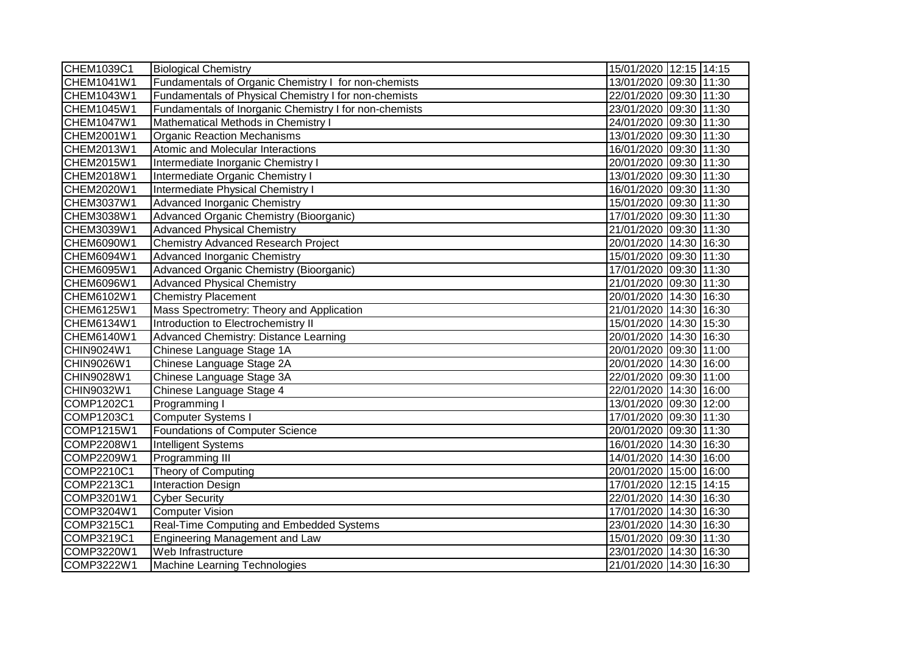| | | | | |
|---|---|---|---|---|
| CHEM1039C1 | Biological Chemistry | 15/01/2020 | 12:15 | 14:15 |
| CHEM1041W1 | Fundamentals of Organic Chemistry I for non-chemists | 13/01/2020 | 09:30 | 11:30 |
| CHEM1043W1 | Fundamentals of Physical Chemistry I for non-chemists | 22/01/2020 | 09:30 | 11:30 |
| CHEM1045W1 | Fundamentals of Inorganic Chemistry I for non-chemists | 23/01/2020 | 09:30 | 11:30 |
| CHEM1047W1 | Mathematical Methods in Chemistry I | 24/01/2020 | 09:30 | 11:30 |
| CHEM2001W1 | Organic Reaction Mechanisms | 13/01/2020 | 09:30 | 11:30 |
| CHEM2013W1 | Atomic and Molecular Interactions | 16/01/2020 | 09:30 | 11:30 |
| CHEM2015W1 | Intermediate Inorganic Chemistry I | 20/01/2020 | 09:30 | 11:30 |
| CHEM2018W1 | Intermediate Organic Chemistry I | 13/01/2020 | 09:30 | 11:30 |
| CHEM2020W1 | Intermediate Physical Chemistry I | 16/01/2020 | 09:30 | 11:30 |
| CHEM3037W1 | Advanced Inorganic Chemistry | 15/01/2020 | 09:30 | 11:30 |
| CHEM3038W1 | Advanced Organic Chemistry (Bioorganic) | 17/01/2020 | 09:30 | 11:30 |
| CHEM3039W1 | Advanced Physical Chemistry | 21/01/2020 | 09:30 | 11:30 |
| CHEM6090W1 | Chemistry Advanced Research Project | 20/01/2020 | 14:30 | 16:30 |
| CHEM6094W1 | Advanced Inorganic Chemistry | 15/01/2020 | 09:30 | 11:30 |
| CHEM6095W1 | Advanced Organic Chemistry (Bioorganic) | 17/01/2020 | 09:30 | 11:30 |
| CHEM6096W1 | Advanced Physical Chemistry | 21/01/2020 | 09:30 | 11:30 |
| CHEM6102W1 | Chemistry Placement | 20/01/2020 | 14:30 | 16:30 |
| CHEM6125W1 | Mass Spectrometry: Theory and Application | 21/01/2020 | 14:30 | 16:30 |
| CHEM6134W1 | Introduction to Electrochemistry II | 15/01/2020 | 14:30 | 15:30 |
| CHEM6140W1 | Advanced Chemistry: Distance Learning | 20/01/2020 | 14:30 | 16:30 |
| CHIN9024W1 | Chinese Language Stage 1A | 20/01/2020 | 09:30 | 11:00 |
| CHIN9026W1 | Chinese Language Stage 2A | 20/01/2020 | 14:30 | 16:00 |
| CHIN9028W1 | Chinese Language Stage 3A | 22/01/2020 | 09:30 | 11:00 |
| CHIN9032W1 | Chinese Language Stage 4 | 22/01/2020 | 14:30 | 16:00 |
| COMP1202C1 | Programming I | 13/01/2020 | 09:30 | 12:00 |
| COMP1203C1 | Computer Systems I | 17/01/2020 | 09:30 | 11:30 |
| COMP1215W1 | Foundations of Computer Science | 20/01/2020 | 09:30 | 11:30 |
| COMP2208W1 | Intelligent Systems | 16/01/2020 | 14:30 | 16:30 |
| COMP2209W1 | Programming III | 14/01/2020 | 14:30 | 16:00 |
| COMP2210C1 | Theory of Computing | 20/01/2020 | 15:00 | 16:00 |
| COMP2213C1 | Interaction Design | 17/01/2020 | 12:15 | 14:15 |
| COMP3201W1 | Cyber Security | 22/01/2020 | 14:30 | 16:30 |
| COMP3204W1 | Computer Vision | 17/01/2020 | 14:30 | 16:30 |
| COMP3215C1 | Real-Time Computing and Embedded Systems | 23/01/2020 | 14:30 | 16:30 |
| COMP3219C1 | Engineering Management and Law | 15/01/2020 | 09:30 | 11:30 |
| COMP3220W1 | Web Infrastructure | 23/01/2020 | 14:30 | 16:30 |
| COMP3222W1 | Machine Learning Technologies | 21/01/2020 | 14:30 | 16:30 |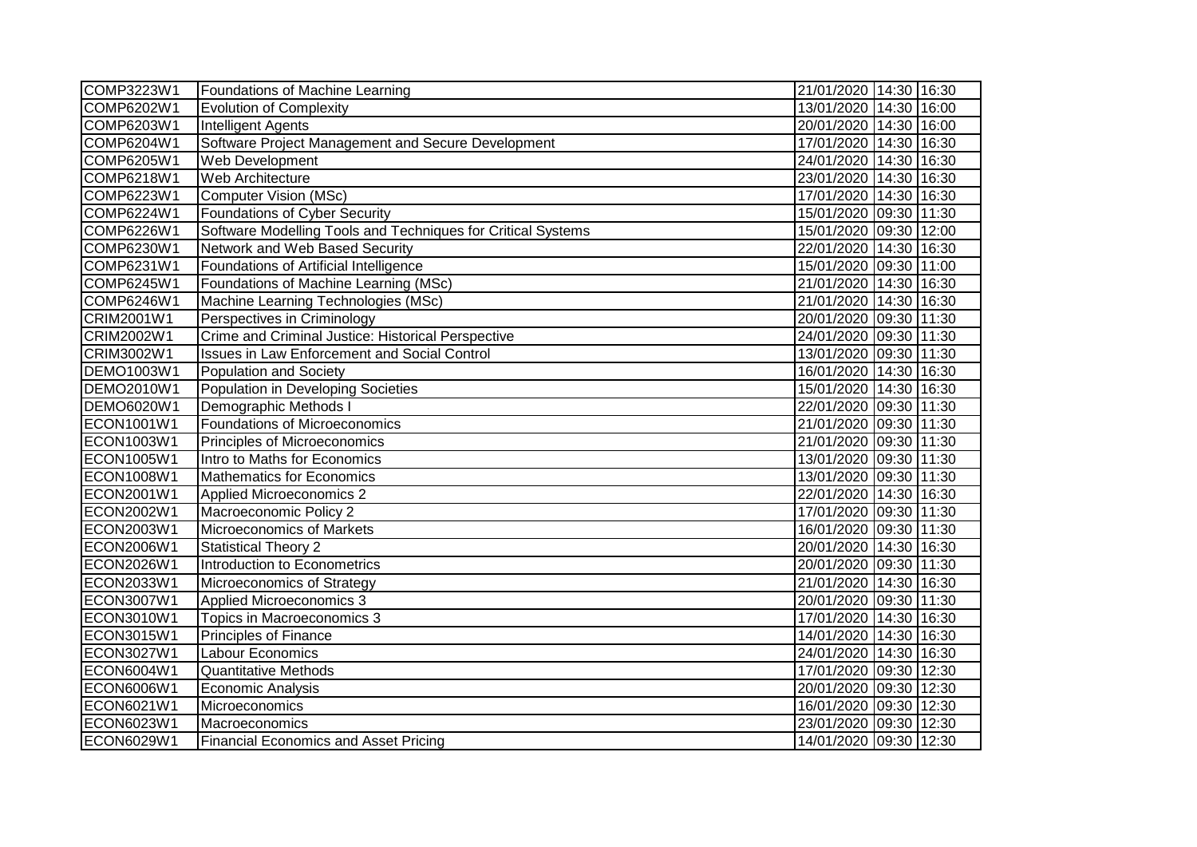| | | | | |
|---|---|---|---|---|
| COMP3223W1 | Foundations of Machine Learning | 21/01/2020 | 14:30 | 16:30 |
| COMP6202W1 | Evolution of Complexity | 13/01/2020 | 14:30 | 16:00 |
| COMP6203W1 | Intelligent Agents | 20/01/2020 | 14:30 | 16:00 |
| COMP6204W1 | Software Project Management and Secure Development | 17/01/2020 | 14:30 | 16:30 |
| COMP6205W1 | Web Development | 24/01/2020 | 14:30 | 16:30 |
| COMP6218W1 | Web Architecture | 23/01/2020 | 14:30 | 16:30 |
| COMP6223W1 | Computer Vision (MSc) | 17/01/2020 | 14:30 | 16:30 |
| COMP6224W1 | Foundations of Cyber Security | 15/01/2020 | 09:30 | 11:30 |
| COMP6226W1 | Software Modelling Tools and Techniques for Critical Systems | 15/01/2020 | 09:30 | 12:00 |
| COMP6230W1 | Network and Web Based Security | 22/01/2020 | 14:30 | 16:30 |
| COMP6231W1 | Foundations of Artificial Intelligence | 15/01/2020 | 09:30 | 11:00 |
| COMP6245W1 | Foundations of Machine Learning (MSc) | 21/01/2020 | 14:30 | 16:30 |
| COMP6246W1 | Machine Learning Technologies (MSc) | 21/01/2020 | 14:30 | 16:30 |
| CRIM2001W1 | Perspectives in Criminology | 20/01/2020 | 09:30 | 11:30 |
| CRIM2002W1 | Crime and Criminal Justice: Historical Perspective | 24/01/2020 | 09:30 | 11:30 |
| CRIM3002W1 | Issues in Law Enforcement and Social Control | 13/01/2020 | 09:30 | 11:30 |
| DEMO1003W1 | Population and Society | 16/01/2020 | 14:30 | 16:30 |
| DEMO2010W1 | Population in Developing Societies | 15/01/2020 | 14:30 | 16:30 |
| DEMO6020W1 | Demographic Methods I | 22/01/2020 | 09:30 | 11:30 |
| ECON1001W1 | Foundations of Microeconomics | 21/01/2020 | 09:30 | 11:30 |
| ECON1003W1 | Principles of Microeconomics | 21/01/2020 | 09:30 | 11:30 |
| ECON1005W1 | Intro to Maths for Economics | 13/01/2020 | 09:30 | 11:30 |
| ECON1008W1 | Mathematics for Economics | 13/01/2020 | 09:30 | 11:30 |
| ECON2001W1 | Applied Microeconomics 2 | 22/01/2020 | 14:30 | 16:30 |
| ECON2002W1 | Macroeconomic Policy 2 | 17/01/2020 | 09:30 | 11:30 |
| ECON2003W1 | Microeconomics of Markets | 16/01/2020 | 09:30 | 11:30 |
| ECON2006W1 | Statistical Theory 2 | 20/01/2020 | 14:30 | 16:30 |
| ECON2026W1 | Introduction to Econometrics | 20/01/2020 | 09:30 | 11:30 |
| ECON2033W1 | Microeconomics of Strategy | 21/01/2020 | 14:30 | 16:30 |
| ECON3007W1 | Applied Microeconomics 3 | 20/01/2020 | 09:30 | 11:30 |
| ECON3010W1 | Topics in Macroeconomics 3 | 17/01/2020 | 14:30 | 16:30 |
| ECON3015W1 | Principles of Finance | 14/01/2020 | 14:30 | 16:30 |
| ECON3027W1 | Labour Economics | 24/01/2020 | 14:30 | 16:30 |
| ECON6004W1 | Quantitative Methods | 17/01/2020 | 09:30 | 12:30 |
| ECON6006W1 | Economic Analysis | 20/01/2020 | 09:30 | 12:30 |
| ECON6021W1 | Microeconomics | 16/01/2020 | 09:30 | 12:30 |
| ECON6023W1 | Macroeconomics | 23/01/2020 | 09:30 | 12:30 |
| ECON6029W1 | Financial Economics and Asset Pricing | 14/01/2020 | 09:30 | 12:30 |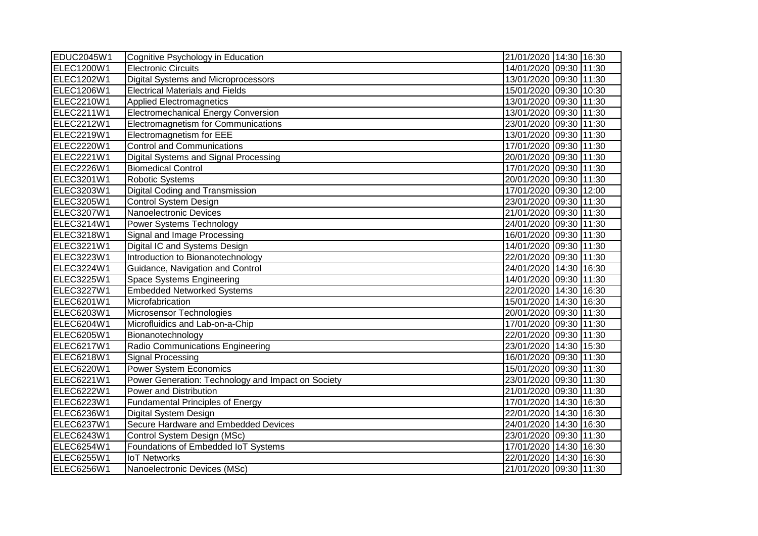| | | | | |
|---|---|---|---|---|
| EDUC2045W1 | Cognitive Psychology in Education | 21/01/2020 | 14:30 | 16:30 |
| ELEC1200W1 | Electronic Circuits | 14/01/2020 | 09:30 | 11:30 |
| ELEC1202W1 | Digital Systems and Microprocessors | 13/01/2020 | 09:30 | 11:30 |
| ELEC1206W1 | Electrical Materials and Fields | 15/01/2020 | 09:30 | 10:30 |
| ELEC2210W1 | Applied Electromagnetics | 13/01/2020 | 09:30 | 11:30 |
| ELEC2211W1 | Electromechanical Energy Conversion | 13/01/2020 | 09:30 | 11:30 |
| ELEC2212W1 | Electromagnetism for Communications | 23/01/2020 | 09:30 | 11:30 |
| ELEC2219W1 | Electromagnetism for EEE | 13/01/2020 | 09:30 | 11:30 |
| ELEC2220W1 | Control and Communications | 17/01/2020 | 09:30 | 11:30 |
| ELEC2221W1 | Digital Systems and Signal Processing | 20/01/2020 | 09:30 | 11:30 |
| ELEC2226W1 | Biomedical Control | 17/01/2020 | 09:30 | 11:30 |
| ELEC3201W1 | Robotic Systems | 20/01/2020 | 09:30 | 11:30 |
| ELEC3203W1 | Digital Coding and Transmission | 17/01/2020 | 09:30 | 12:00 |
| ELEC3205W1 | Control System Design | 23/01/2020 | 09:30 | 11:30 |
| ELEC3207W1 | Nanoelectronic Devices | 21/01/2020 | 09:30 | 11:30 |
| ELEC3214W1 | Power Systems Technology | 24/01/2020 | 09:30 | 11:30 |
| ELEC3218W1 | Signal and Image Processing | 16/01/2020 | 09:30 | 11:30 |
| ELEC3221W1 | Digital IC and Systems Design | 14/01/2020 | 09:30 | 11:30 |
| ELEC3223W1 | Introduction to Bionanotechnology | 22/01/2020 | 09:30 | 11:30 |
| ELEC3224W1 | Guidance, Navigation and Control | 24/01/2020 | 14:30 | 16:30 |
| ELEC3225W1 | Space Systems Engineering | 14/01/2020 | 09:30 | 11:30 |
| ELEC3227W1 | Embedded Networked Systems | 22/01/2020 | 14:30 | 16:30 |
| ELEC6201W1 | Microfabrication | 15/01/2020 | 14:30 | 16:30 |
| ELEC6203W1 | Microsensor Technologies | 20/01/2020 | 09:30 | 11:30 |
| ELEC6204W1 | Microfluidics and Lab-on-a-Chip | 17/01/2020 | 09:30 | 11:30 |
| ELEC6205W1 | Bionanotechnology | 22/01/2020 | 09:30 | 11:30 |
| ELEC6217W1 | Radio Communications Engineering | 23/01/2020 | 14:30 | 15:30 |
| ELEC6218W1 | Signal Processing | 16/01/2020 | 09:30 | 11:30 |
| ELEC6220W1 | Power System Economics | 15/01/2020 | 09:30 | 11:30 |
| ELEC6221W1 | Power Generation: Technology and Impact on Society | 23/01/2020 | 09:30 | 11:30 |
| ELEC6222W1 | Power and Distribution | 21/01/2020 | 09:30 | 11:30 |
| ELEC6223W1 | Fundamental Principles of Energy | 17/01/2020 | 14:30 | 16:30 |
| ELEC6236W1 | Digital System Design | 22/01/2020 | 14:30 | 16:30 |
| ELEC6237W1 | Secure Hardware and Embedded Devices | 24/01/2020 | 14:30 | 16:30 |
| ELEC6243W1 | Control System Design (MSc) | 23/01/2020 | 09:30 | 11:30 |
| ELEC6254W1 | Foundations of Embedded IoT Systems | 17/01/2020 | 14:30 | 16:30 |
| ELEC6255W1 | IoT Networks | 22/01/2020 | 14:30 | 16:30 |
| ELEC6256W1 | Nanoelectronic Devices (MSc) | 21/01/2020 | 09:30 | 11:30 |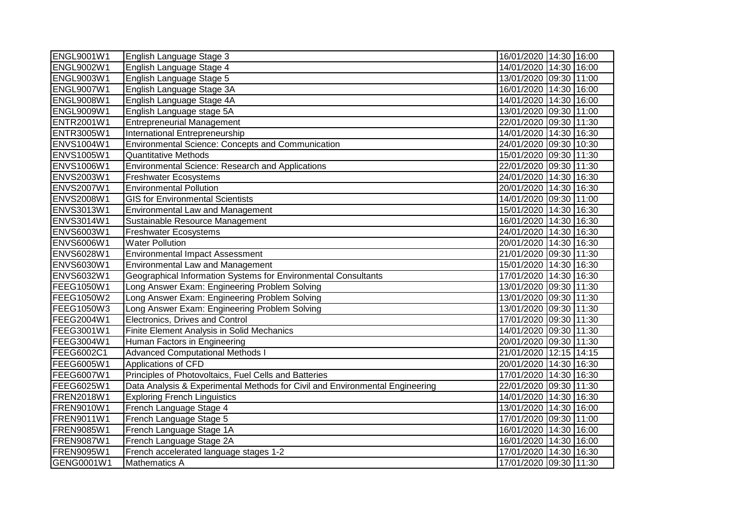| | | | | |
|---|---|---|---|---|
| ENGL9001W1 | English Language Stage 3 | 16/01/2020 | 14:30 | 16:00 |
| ENGL9002W1 | English Language Stage 4 | 14/01/2020 | 14:30 | 16:00 |
| ENGL9003W1 | English Language Stage 5 | 13/01/2020 | 09:30 | 11:00 |
| ENGL9007W1 | English Language Stage 3A | 16/01/2020 | 14:30 | 16:00 |
| ENGL9008W1 | English Language Stage 4A | 14/01/2020 | 14:30 | 16:00 |
| ENGL9009W1 | English Language stage 5A | 13/01/2020 | 09:30 | 11:00 |
| ENTR2001W1 | Entrepreneurial Management | 22/01/2020 | 09:30 | 11:30 |
| ENTR3005W1 | International Entrepreneurship | 14/01/2020 | 14:30 | 16:30 |
| ENVS1004W1 | Environmental Science: Concepts and Communication | 24/01/2020 | 09:30 | 10:30 |
| ENVS1005W1 | Quantitative Methods | 15/01/2020 | 09:30 | 11:30 |
| ENVS1006W1 | Environmental Science: Research and Applications | 22/01/2020 | 09:30 | 11:30 |
| ENVS2003W1 | Freshwater Ecosystems | 24/01/2020 | 14:30 | 16:30 |
| ENVS2007W1 | Environmental Pollution | 20/01/2020 | 14:30 | 16:30 |
| ENVS2008W1 | GIS for Environmental Scientists | 14/01/2020 | 09:30 | 11:00 |
| ENVS3013W1 | Environmental Law and Management | 15/01/2020 | 14:30 | 16:30 |
| ENVS3014W1 | Sustainable Resource Management | 16/01/2020 | 14:30 | 16:30 |
| ENVS6003W1 | Freshwater Ecosystems | 24/01/2020 | 14:30 | 16:30 |
| ENVS6006W1 | Water Pollution | 20/01/2020 | 14:30 | 16:30 |
| ENVS6028W1 | Environmental Impact Assessment | 21/01/2020 | 09:30 | 11:30 |
| ENVS6030W1 | Environmental Law and Management | 15/01/2020 | 14:30 | 16:30 |
| ENVS6032W1 | Geographical Information Systems for Environmental Consultants | 17/01/2020 | 14:30 | 16:30 |
| FEEG1050W1 | Long Answer Exam: Engineering Problem Solving | 13/01/2020 | 09:30 | 11:30 |
| FEEG1050W2 | Long Answer Exam: Engineering Problem Solving | 13/01/2020 | 09:30 | 11:30 |
| FEEG1050W3 | Long Answer Exam: Engineering Problem Solving | 13/01/2020 | 09:30 | 11:30 |
| FEEG2004W1 | Electronics, Drives and Control | 17/01/2020 | 09:30 | 11:30 |
| FEEG3001W1 | Finite Element Analysis in Solid Mechanics | 14/01/2020 | 09:30 | 11:30 |
| FEEG3004W1 | Human Factors in Engineering | 20/01/2020 | 09:30 | 11:30 |
| FEEG6002C1 | Advanced Computational Methods I | 21/01/2020 | 12:15 | 14:15 |
| FEEG6005W1 | Applications of CFD | 20/01/2020 | 14:30 | 16:30 |
| FEEG6007W1 | Principles of Photovoltaics, Fuel Cells and Batteries | 17/01/2020 | 14:30 | 16:30 |
| FEEG6025W1 | Data Analysis & Experimental Methods for Civil and Environmental Engineering | 22/01/2020 | 09:30 | 11:30 |
| FREN2018W1 | Exploring French Linguistics | 14/01/2020 | 14:30 | 16:30 |
| FREN9010W1 | French Language Stage 4 | 13/01/2020 | 14:30 | 16:00 |
| FREN9011W1 | French Language Stage 5 | 17/01/2020 | 09:30 | 11:00 |
| FREN9085W1 | French Language Stage 1A | 16/01/2020 | 14:30 | 16:00 |
| FREN9087W1 | French Language Stage 2A | 16/01/2020 | 14:30 | 16:00 |
| FREN9095W1 | French accelerated language stages 1-2 | 17/01/2020 | 14:30 | 16:30 |
| GENG0001W1 | Mathematics A | 17/01/2020 | 09:30 | 11:30 |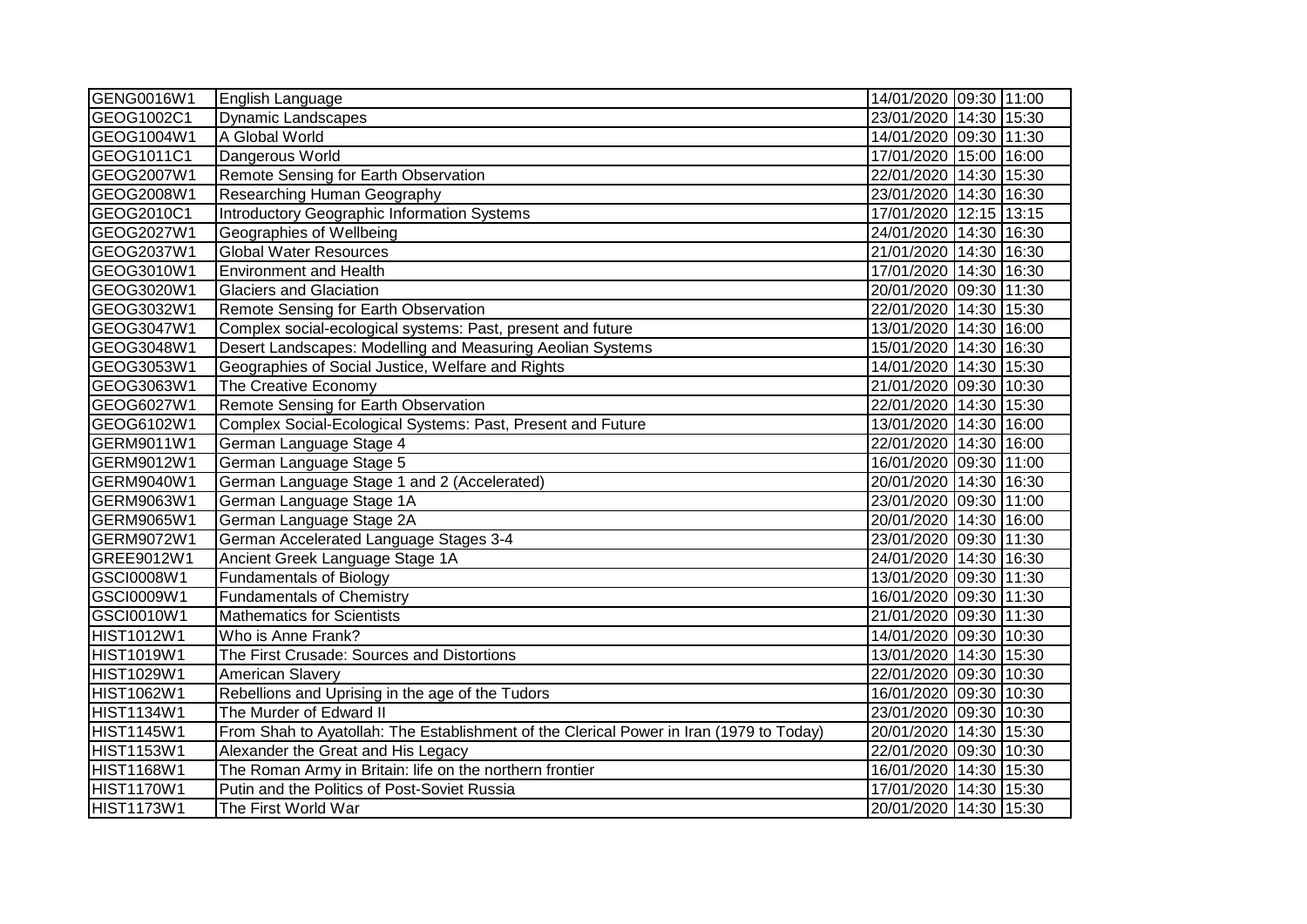| | | | | |
|---|---|---|---|---|
| GENG0016W1 | English Language | 14/01/2020 | 09:30 | 11:00 |
| GEOG1002C1 | Dynamic Landscapes | 23/01/2020 | 14:30 | 15:30 |
| GEOG1004W1 | A Global World | 14/01/2020 | 09:30 | 11:30 |
| GEOG1011C1 | Dangerous World | 17/01/2020 | 15:00 | 16:00 |
| GEOG2007W1 | Remote Sensing for Earth Observation | 22/01/2020 | 14:30 | 15:30 |
| GEOG2008W1 | Researching Human Geography | 23/01/2020 | 14:30 | 16:30 |
| GEOG2010C1 | Introductory Geographic Information Systems | 17/01/2020 | 12:15 | 13:15 |
| GEOG2027W1 | Geographies of Wellbeing | 24/01/2020 | 14:30 | 16:30 |
| GEOG2037W1 | Global Water Resources | 21/01/2020 | 14:30 | 16:30 |
| GEOG3010W1 | Environment and Health | 17/01/2020 | 14:30 | 16:30 |
| GEOG3020W1 | Glaciers and Glaciation | 20/01/2020 | 09:30 | 11:30 |
| GEOG3032W1 | Remote Sensing for Earth Observation | 22/01/2020 | 14:30 | 15:30 |
| GEOG3047W1 | Complex social-ecological systems: Past, present and future | 13/01/2020 | 14:30 | 16:00 |
| GEOG3048W1 | Desert Landscapes: Modelling and Measuring Aeolian Systems | 15/01/2020 | 14:30 | 16:30 |
| GEOG3053W1 | Geographies of Social Justice, Welfare and Rights | 14/01/2020 | 14:30 | 15:30 |
| GEOG3063W1 | The Creative Economy | 21/01/2020 | 09:30 | 10:30 |
| GEOG6027W1 | Remote Sensing for Earth Observation | 22/01/2020 | 14:30 | 15:30 |
| GEOG6102W1 | Complex Social-Ecological Systems: Past, Present and Future | 13/01/2020 | 14:30 | 16:00 |
| GERM9011W1 | German Language Stage 4 | 22/01/2020 | 14:30 | 16:00 |
| GERM9012W1 | German Language Stage 5 | 16/01/2020 | 09:30 | 11:00 |
| GERM9040W1 | German Language Stage 1 and 2 (Accelerated) | 20/01/2020 | 14:30 | 16:30 |
| GERM9063W1 | German Language Stage 1A | 23/01/2020 | 09:30 | 11:00 |
| GERM9065W1 | German Language Stage 2A | 20/01/2020 | 14:30 | 16:00 |
| GERM9072W1 | German Accelerated Language Stages 3-4 | 23/01/2020 | 09:30 | 11:30 |
| GREE9012W1 | Ancient Greek Language Stage 1A | 24/01/2020 | 14:30 | 16:30 |
| GSCI0008W1 | Fundamentals of Biology | 13/01/2020 | 09:30 | 11:30 |
| GSCI0009W1 | Fundamentals of Chemistry | 16/01/2020 | 09:30 | 11:30 |
| GSCI0010W1 | Mathematics for Scientists | 21/01/2020 | 09:30 | 11:30 |
| HIST1012W1 | Who is Anne Frank? | 14/01/2020 | 09:30 | 10:30 |
| HIST1019W1 | The First Crusade: Sources and Distortions | 13/01/2020 | 14:30 | 15:30 |
| HIST1029W1 | American Slavery | 22/01/2020 | 09:30 | 10:30 |
| HIST1062W1 | Rebellions and Uprising in the age of the Tudors | 16/01/2020 | 09:30 | 10:30 |
| HIST1134W1 | The Murder of Edward II | 23/01/2020 | 09:30 | 10:30 |
| HIST1145W1 | From Shah to Ayatollah: The Establishment of the Clerical Power in Iran (1979 to Today) | 20/01/2020 | 14:30 | 15:30 |
| HIST1153W1 | Alexander the Great and His Legacy | 22/01/2020 | 09:30 | 10:30 |
| HIST1168W1 | The Roman Army in Britain: life on the northern frontier | 16/01/2020 | 14:30 | 15:30 |
| HIST1170W1 | Putin and the Politics of Post-Soviet Russia | 17/01/2020 | 14:30 | 15:30 |
| HIST1173W1 | The First World War | 20/01/2020 | 14:30 | 15:30 |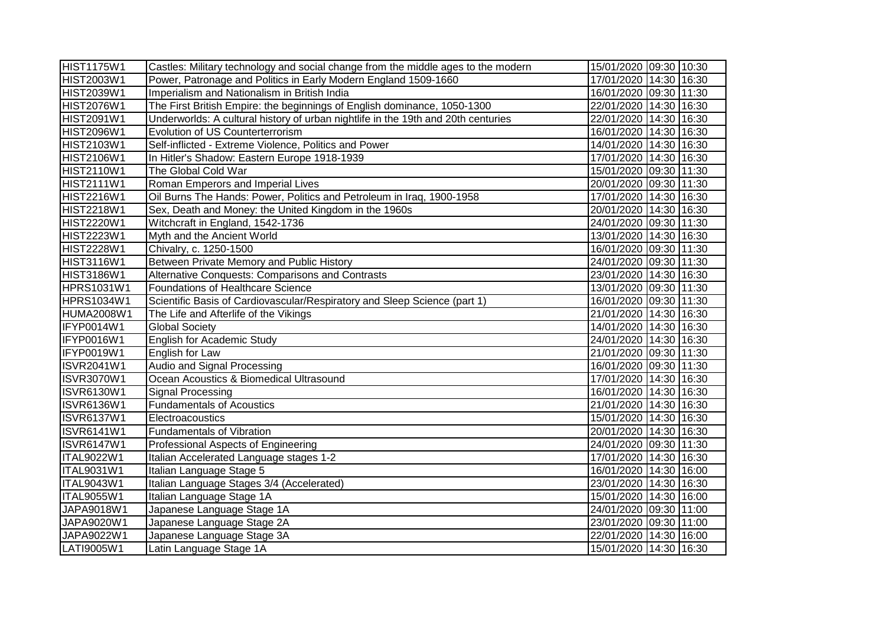| | | | | |
|---|---|---|---|---|
| HIST1175W1 | Castles: Military technology and social change from the middle ages to the modern | 15/01/2020 | 09:30 | 10:30 |
| HIST2003W1 | Power, Patronage and Politics in Early Modern England 1509-1660 | 17/01/2020 | 14:30 | 16:30 |
| HIST2039W1 | Imperialism and Nationalism in British India | 16/01/2020 | 09:30 | 11:30 |
| HIST2076W1 | The First British Empire: the beginnings of English dominance, 1050-1300 | 22/01/2020 | 14:30 | 16:30 |
| HIST2091W1 | Underworlds: A cultural history of urban nightlife in the 19th and 20th centuries | 22/01/2020 | 14:30 | 16:30 |
| HIST2096W1 | Evolution of US Counterterrorism | 16/01/2020 | 14:30 | 16:30 |
| HIST2103W1 | Self-inflicted - Extreme Violence, Politics and Power | 14/01/2020 | 14:30 | 16:30 |
| HIST2106W1 | In Hitler's Shadow: Eastern Europe 1918-1939 | 17/01/2020 | 14:30 | 16:30 |
| HIST2110W1 | The Global Cold War | 15/01/2020 | 09:30 | 11:30 |
| HIST2111W1 | Roman Emperors and Imperial Lives | 20/01/2020 | 09:30 | 11:30 |
| HIST2216W1 | Oil Burns The Hands: Power, Politics and Petroleum in Iraq, 1900-1958 | 17/01/2020 | 14:30 | 16:30 |
| HIST2218W1 | Sex, Death and Money: the United Kingdom in the 1960s | 20/01/2020 | 14:30 | 16:30 |
| HIST2220W1 | Witchcraft in England, 1542-1736 | 24/01/2020 | 09:30 | 11:30 |
| HIST2223W1 | Myth and the Ancient World | 13/01/2020 | 14:30 | 16:30 |
| HIST2228W1 | Chivalry, c. 1250-1500 | 16/01/2020 | 09:30 | 11:30 |
| HIST3116W1 | Between Private Memory and Public History | 24/01/2020 | 09:30 | 11:30 |
| HIST3186W1 | Alternative Conquests: Comparisons and Contrasts | 23/01/2020 | 14:30 | 16:30 |
| HPRS1031W1 | Foundations of Healthcare Science | 13/01/2020 | 09:30 | 11:30 |
| HPRS1034W1 | Scientific Basis of Cardiovascular/Respiratory and Sleep Science (part 1) | 16/01/2020 | 09:30 | 11:30 |
| HUMA2008W1 | The Life and Afterlife of the Vikings | 21/01/2020 | 14:30 | 16:30 |
| IFYP0014W1 | Global Society | 14/01/2020 | 14:30 | 16:30 |
| IFYP0016W1 | English for Academic Study | 24/01/2020 | 14:30 | 16:30 |
| IFYP0019W1 | English for Law | 21/01/2020 | 09:30 | 11:30 |
| ISVR2041W1 | Audio and Signal Processing | 16/01/2020 | 09:30 | 11:30 |
| ISVR3070W1 | Ocean Acoustics & Biomedical Ultrasound | 17/01/2020 | 14:30 | 16:30 |
| ISVR6130W1 | Signal Processing | 16/01/2020 | 14:30 | 16:30 |
| ISVR6136W1 | Fundamentals of Acoustics | 21/01/2020 | 14:30 | 16:30 |
| ISVR6137W1 | Electroacoustics | 15/01/2020 | 14:30 | 16:30 |
| ISVR6141W1 | Fundamentals of Vibration | 20/01/2020 | 14:30 | 16:30 |
| ISVR6147W1 | Professional Aspects of Engineering | 24/01/2020 | 09:30 | 11:30 |
| ITAL9022W1 | Italian Accelerated Language stages 1-2 | 17/01/2020 | 14:30 | 16:30 |
| ITAL9031W1 | Italian Language Stage 5 | 16/01/2020 | 14:30 | 16:00 |
| ITAL9043W1 | Italian Language Stages 3/4 (Accelerated) | 23/01/2020 | 14:30 | 16:30 |
| ITAL9055W1 | Italian Language Stage 1A | 15/01/2020 | 14:30 | 16:00 |
| JAPA9018W1 | Japanese Language Stage 1A | 24/01/2020 | 09:30 | 11:00 |
| JAPA9020W1 | Japanese Language Stage 2A | 23/01/2020 | 09:30 | 11:00 |
| JAPA9022W1 | Japanese Language Stage 3A | 22/01/2020 | 14:30 | 16:00 |
| LATI9005W1 | Latin Language Stage 1A | 15/01/2020 | 14:30 | 16:30 |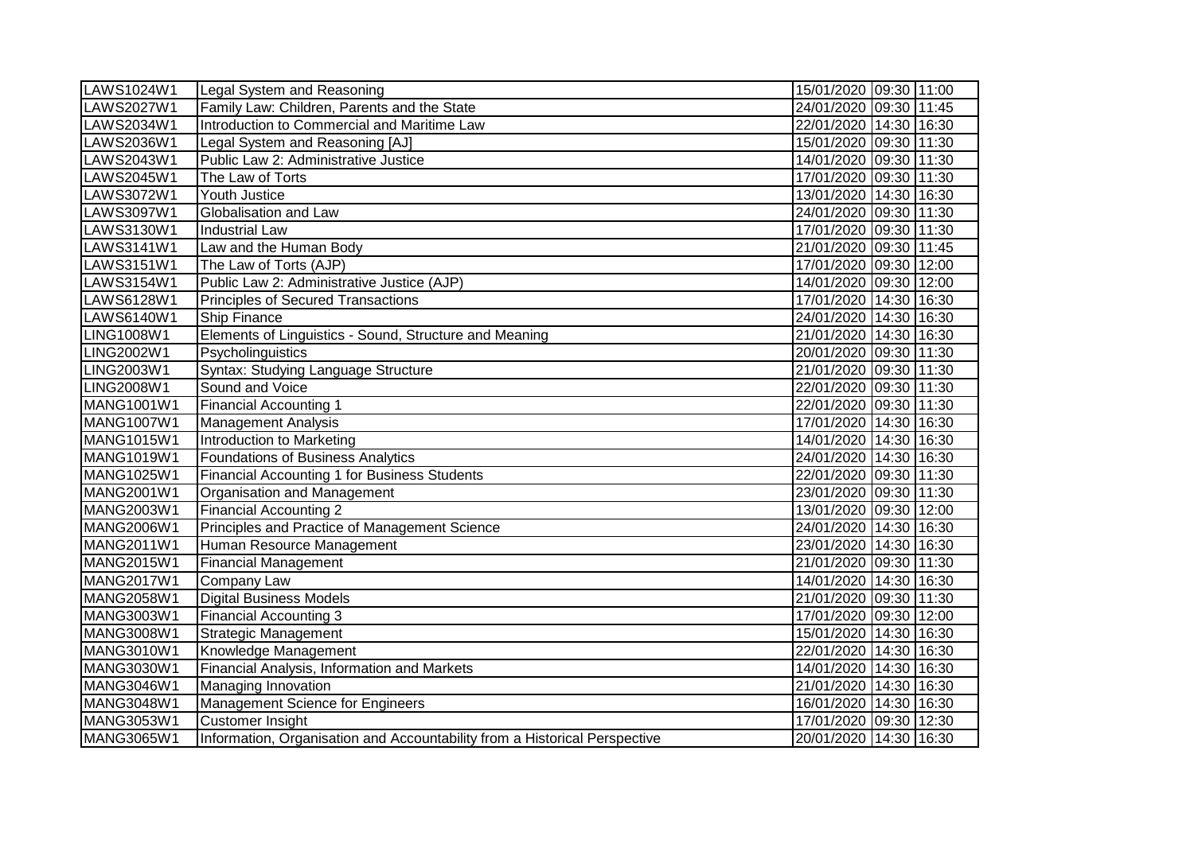| | | | | |
|---|---|---|---|---|
| LAWS1024W1 | Legal System and Reasoning | 15/01/2020 | 09:30 | 11:00 |
| LAWS2027W1 | Family Law: Children, Parents and the State | 24/01/2020 | 09:30 | 11:45 |
| LAWS2034W1 | Introduction to Commercial and Maritime Law | 22/01/2020 | 14:30 | 16:30 |
| LAWS2036W1 | Legal System and Reasoning [AJ] | 15/01/2020 | 09:30 | 11:30 |
| LAWS2043W1 | Public Law 2: Administrative Justice | 14/01/2020 | 09:30 | 11:30 |
| LAWS2045W1 | The Law of Torts | 17/01/2020 | 09:30 | 11:30 |
| LAWS3072W1 | Youth Justice | 13/01/2020 | 14:30 | 16:30 |
| LAWS3097W1 | Globalisation and Law | 24/01/2020 | 09:30 | 11:30 |
| LAWS3130W1 | Industrial Law | 17/01/2020 | 09:30 | 11:30 |
| LAWS3141W1 | Law and the Human Body | 21/01/2020 | 09:30 | 11:45 |
| LAWS3151W1 | The Law of Torts (AJP) | 17/01/2020 | 09:30 | 12:00 |
| LAWS3154W1 | Public Law 2: Administrative Justice (AJP) | 14/01/2020 | 09:30 | 12:00 |
| LAWS6128W1 | Principles of Secured Transactions | 17/01/2020 | 14:30 | 16:30 |
| LAWS6140W1 | Ship Finance | 24/01/2020 | 14:30 | 16:30 |
| LING1008W1 | Elements of Linguistics - Sound, Structure and Meaning | 21/01/2020 | 14:30 | 16:30 |
| LING2002W1 | Psycholinguistics | 20/01/2020 | 09:30 | 11:30 |
| LING2003W1 | Syntax: Studying Language Structure | 21/01/2020 | 09:30 | 11:30 |
| LING2008W1 | Sound and Voice | 22/01/2020 | 09:30 | 11:30 |
| MANG1001W1 | Financial Accounting 1 | 22/01/2020 | 09:30 | 11:30 |
| MANG1007W1 | Management Analysis | 17/01/2020 | 14:30 | 16:30 |
| MANG1015W1 | Introduction to Marketing | 14/01/2020 | 14:30 | 16:30 |
| MANG1019W1 | Foundations of Business Analytics | 24/01/2020 | 14:30 | 16:30 |
| MANG1025W1 | Financial Accounting 1 for Business Students | 22/01/2020 | 09:30 | 11:30 |
| MANG2001W1 | Organisation and Management | 23/01/2020 | 09:30 | 11:30 |
| MANG2003W1 | Financial Accounting 2 | 13/01/2020 | 09:30 | 12:00 |
| MANG2006W1 | Principles and Practice of Management Science | 24/01/2020 | 14:30 | 16:30 |
| MANG2011W1 | Human Resource Management | 23/01/2020 | 14:30 | 16:30 |
| MANG2015W1 | Financial Management | 21/01/2020 | 09:30 | 11:30 |
| MANG2017W1 | Company Law | 14/01/2020 | 14:30 | 16:30 |
| MANG2058W1 | Digital Business Models | 21/01/2020 | 09:30 | 11:30 |
| MANG3003W1 | Financial Accounting 3 | 17/01/2020 | 09:30 | 12:00 |
| MANG3008W1 | Strategic Management | 15/01/2020 | 14:30 | 16:30 |
| MANG3010W1 | Knowledge Management | 22/01/2020 | 14:30 | 16:30 |
| MANG3030W1 | Financial Analysis, Information and Markets | 14/01/2020 | 14:30 | 16:30 |
| MANG3046W1 | Managing Innovation | 21/01/2020 | 14:30 | 16:30 |
| MANG3048W1 | Management Science for Engineers | 16/01/2020 | 14:30 | 16:30 |
| MANG3053W1 | Customer Insight | 17/01/2020 | 09:30 | 12:30 |
| MANG3065W1 | Information, Organisation and Accountability from a Historical Perspective | 20/01/2020 | 14:30 | 16:30 |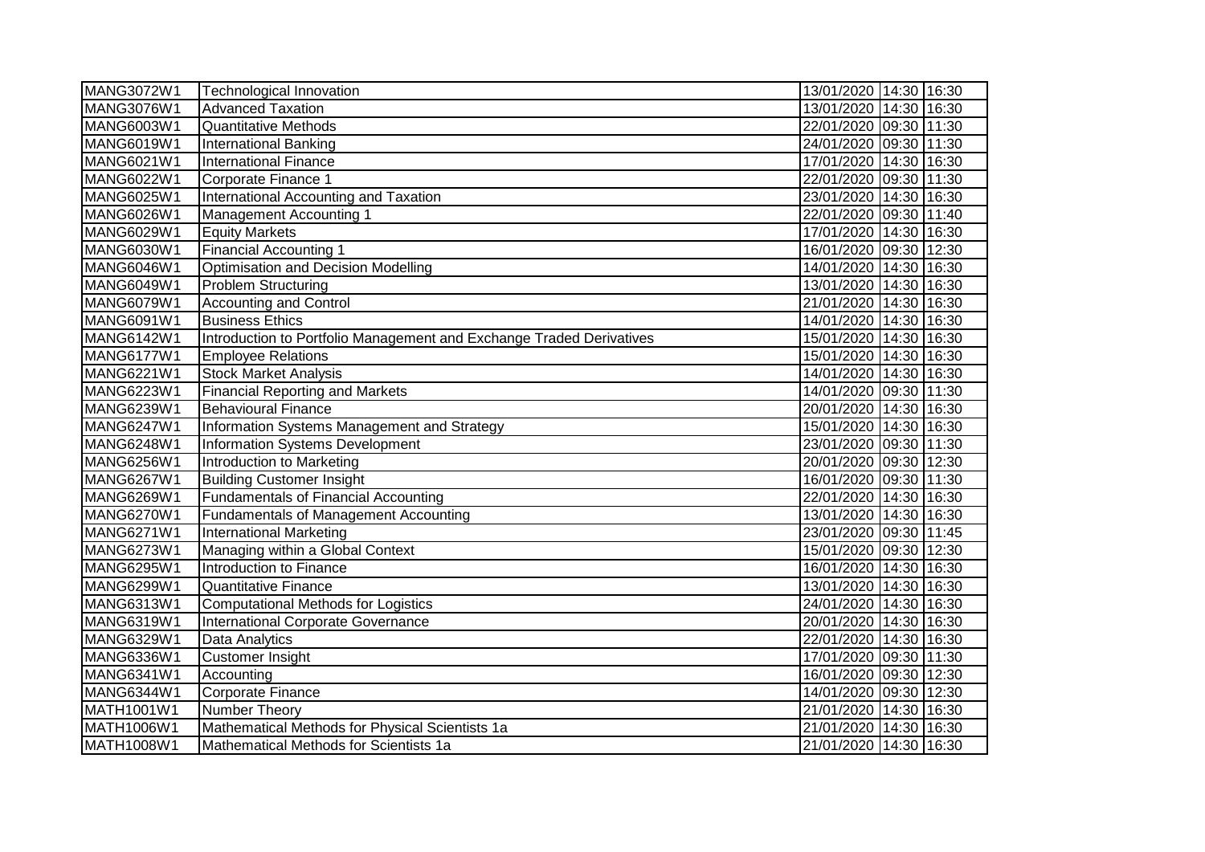| | | | | |
|---|---|---|---|---|
| MANG3072W1 | Technological Innovation | 13/01/2020 | 14:30 | 16:30 |
| MANG3076W1 | Advanced Taxation | 13/01/2020 | 14:30 | 16:30 |
| MANG6003W1 | Quantitative Methods | 22/01/2020 | 09:30 | 11:30 |
| MANG6019W1 | International Banking | 24/01/2020 | 09:30 | 11:30 |
| MANG6021W1 | International Finance | 17/01/2020 | 14:30 | 16:30 |
| MANG6022W1 | Corporate Finance 1 | 22/01/2020 | 09:30 | 11:30 |
| MANG6025W1 | International Accounting and Taxation | 23/01/2020 | 14:30 | 16:30 |
| MANG6026W1 | Management Accounting 1 | 22/01/2020 | 09:30 | 11:40 |
| MANG6029W1 | Equity Markets | 17/01/2020 | 14:30 | 16:30 |
| MANG6030W1 | Financial Accounting 1 | 16/01/2020 | 09:30 | 12:30 |
| MANG6046W1 | Optimisation and Decision Modelling | 14/01/2020 | 14:30 | 16:30 |
| MANG6049W1 | Problem Structuring | 13/01/2020 | 14:30 | 16:30 |
| MANG6079W1 | Accounting and Control | 21/01/2020 | 14:30 | 16:30 |
| MANG6091W1 | Business Ethics | 14/01/2020 | 14:30 | 16:30 |
| MANG6142W1 | Introduction to Portfolio Management and Exchange Traded Derivatives | 15/01/2020 | 14:30 | 16:30 |
| MANG6177W1 | Employee Relations | 15/01/2020 | 14:30 | 16:30 |
| MANG6221W1 | Stock Market Analysis | 14/01/2020 | 14:30 | 16:30 |
| MANG6223W1 | Financial Reporting and Markets | 14/01/2020 | 09:30 | 11:30 |
| MANG6239W1 | Behavioural Finance | 20/01/2020 | 14:30 | 16:30 |
| MANG6247W1 | Information Systems Management and Strategy | 15/01/2020 | 14:30 | 16:30 |
| MANG6248W1 | Information Systems Development | 23/01/2020 | 09:30 | 11:30 |
| MANG6256W1 | Introduction to Marketing | 20/01/2020 | 09:30 | 12:30 |
| MANG6267W1 | Building Customer Insight | 16/01/2020 | 09:30 | 11:30 |
| MANG6269W1 | Fundamentals of Financial Accounting | 22/01/2020 | 14:30 | 16:30 |
| MANG6270W1 | Fundamentals of Management Accounting | 13/01/2020 | 14:30 | 16:30 |
| MANG6271W1 | International Marketing | 23/01/2020 | 09:30 | 11:45 |
| MANG6273W1 | Managing within a Global Context | 15/01/2020 | 09:30 | 12:30 |
| MANG6295W1 | Introduction to Finance | 16/01/2020 | 14:30 | 16:30 |
| MANG6299W1 | Quantitative Finance | 13/01/2020 | 14:30 | 16:30 |
| MANG6313W1 | Computational Methods for Logistics | 24/01/2020 | 14:30 | 16:30 |
| MANG6319W1 | International Corporate Governance | 20/01/2020 | 14:30 | 16:30 |
| MANG6329W1 | Data Analytics | 22/01/2020 | 14:30 | 16:30 |
| MANG6336W1 | Customer Insight | 17/01/2020 | 09:30 | 11:30 |
| MANG6341W1 | Accounting | 16/01/2020 | 09:30 | 12:30 |
| MANG6344W1 | Corporate Finance | 14/01/2020 | 09:30 | 12:30 |
| MATH1001W1 | Number Theory | 21/01/2020 | 14:30 | 16:30 |
| MATH1006W1 | Mathematical Methods for Physical Scientists 1a | 21/01/2020 | 14:30 | 16:30 |
| MATH1008W1 | Mathematical Methods for Scientists 1a | 21/01/2020 | 14:30 | 16:30 |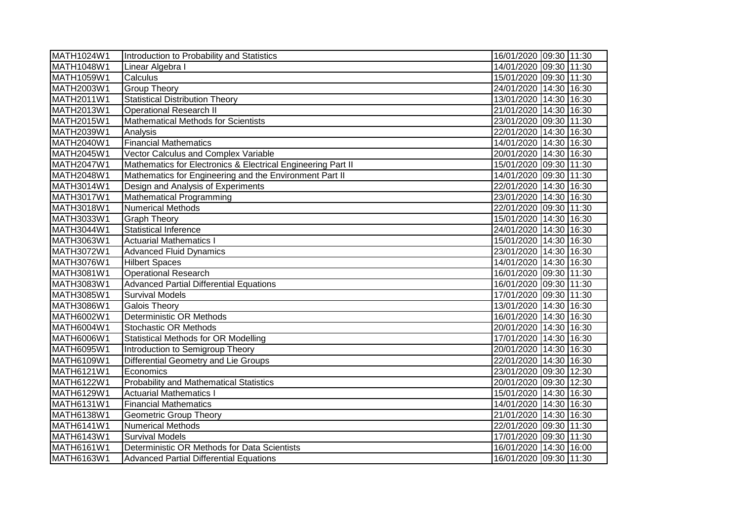| MATH1024W1 | Introduction to Probability and Statistics | 16/01/2020 | 09:30 | 11:30 |
|---|---|---|---|---|
| MATH1048W1 | Linear Algebra I | 14/01/2020 | 09:30 | 11:30 |
| MATH1059W1 | Calculus | 15/01/2020 | 09:30 | 11:30 |
| MATH2003W1 | Group Theory | 24/01/2020 | 14:30 | 16:30 |
| MATH2011W1 | Statistical Distribution Theory | 13/01/2020 | 14:30 | 16:30 |
| MATH2013W1 | Operational Research II | 21/01/2020 | 14:30 | 16:30 |
| MATH2015W1 | Mathematical Methods for Scientists | 23/01/2020 | 09:30 | 11:30 |
| MATH2039W1 | Analysis | 22/01/2020 | 14:30 | 16:30 |
| MATH2040W1 | Financial Mathematics | 14/01/2020 | 14:30 | 16:30 |
| MATH2045W1 | Vector Calculus and Complex Variable | 20/01/2020 | 14:30 | 16:30 |
| MATH2047W1 | Mathematics for Electronics & Electrical Engineering Part II | 15/01/2020 | 09:30 | 11:30 |
| MATH2048W1 | Mathematics for Engineering and the Environment Part II | 14/01/2020 | 09:30 | 11:30 |
| MATH3014W1 | Design and Analysis of Experiments | 22/01/2020 | 14:30 | 16:30 |
| MATH3017W1 | Mathematical Programming | 23/01/2020 | 14:30 | 16:30 |
| MATH3018W1 | Numerical Methods | 22/01/2020 | 09:30 | 11:30 |
| MATH3033W1 | Graph Theory | 15/01/2020 | 14:30 | 16:30 |
| MATH3044W1 | Statistical Inference | 24/01/2020 | 14:30 | 16:30 |
| MATH3063W1 | Actuarial Mathematics I | 15/01/2020 | 14:30 | 16:30 |
| MATH3072W1 | Advanced Fluid Dynamics | 23/01/2020 | 14:30 | 16:30 |
| MATH3076W1 | Hilbert Spaces | 14/01/2020 | 14:30 | 16:30 |
| MATH3081W1 | Operational Research | 16/01/2020 | 09:30 | 11:30 |
| MATH3083W1 | Advanced Partial Differential Equations | 16/01/2020 | 09:30 | 11:30 |
| MATH3085W1 | Survival Models | 17/01/2020 | 09:30 | 11:30 |
| MATH3086W1 | Galois Theory | 13/01/2020 | 14:30 | 16:30 |
| MATH6002W1 | Deterministic OR Methods | 16/01/2020 | 14:30 | 16:30 |
| MATH6004W1 | Stochastic OR Methods | 20/01/2020 | 14:30 | 16:30 |
| MATH6006W1 | Statistical Methods for OR Modelling | 17/01/2020 | 14:30 | 16:30 |
| MATH6095W1 | Introduction to Semigroup Theory | 20/01/2020 | 14:30 | 16:30 |
| MATH6109W1 | Differential Geometry and Lie Groups | 22/01/2020 | 14:30 | 16:30 |
| MATH6121W1 | Economics | 23/01/2020 | 09:30 | 12:30 |
| MATH6122W1 | Probability and Mathematical Statistics | 20/01/2020 | 09:30 | 12:30 |
| MATH6129W1 | Actuarial Mathematics I | 15/01/2020 | 14:30 | 16:30 |
| MATH6131W1 | Financial Mathematics | 14/01/2020 | 14:30 | 16:30 |
| MATH6138W1 | Geometric Group Theory | 21/01/2020 | 14:30 | 16:30 |
| MATH6141W1 | Numerical Methods | 22/01/2020 | 09:30 | 11:30 |
| MATH6143W1 | Survival Models | 17/01/2020 | 09:30 | 11:30 |
| MATH6161W1 | Deterministic OR Methods for Data Scientists | 16/01/2020 | 14:30 | 16:00 |
| MATH6163W1 | Advanced Partial Differential Equations | 16/01/2020 | 09:30 | 11:30 |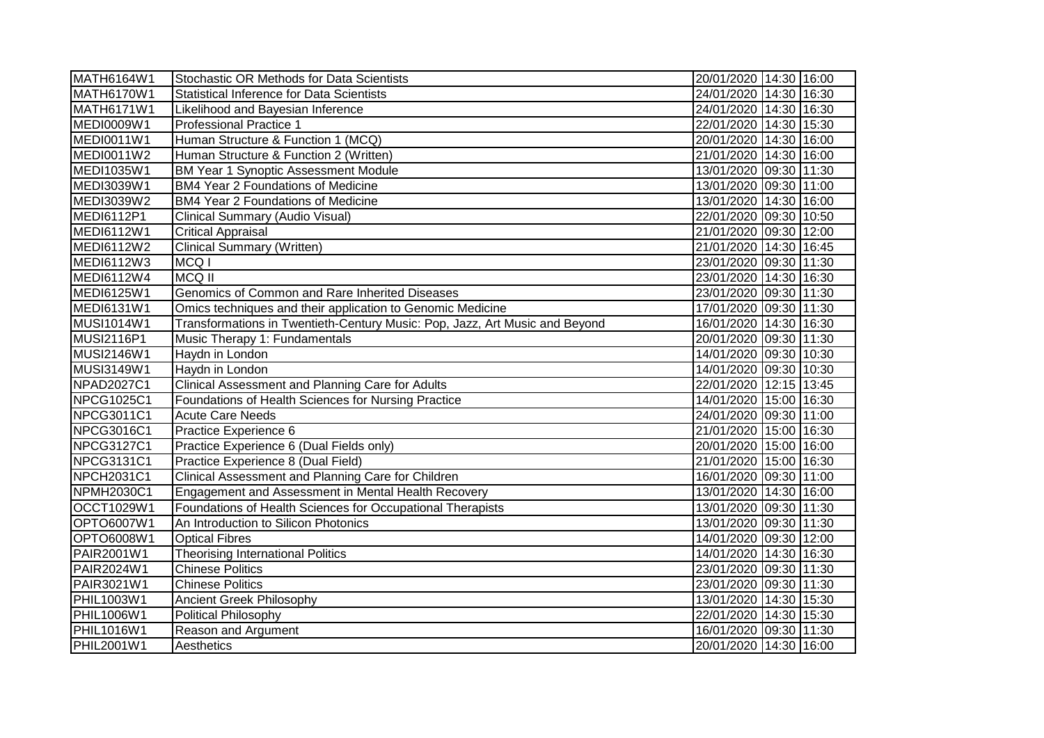| | | | | |
|---|---|---|---|---|
| MATH6164W1 | Stochastic OR Methods for Data Scientists | 20/01/2020 | 14:30 | 16:00 |
| MATH6170W1 | Statistical Inference for Data Scientists | 24/01/2020 | 14:30 | 16:30 |
| MATH6171W1 | Likelihood and Bayesian Inference | 24/01/2020 | 14:30 | 16:30 |
| MEDI0009W1 | Professional Practice 1 | 22/01/2020 | 14:30 | 15:30 |
| MEDI0011W1 | Human Structure & Function 1 (MCQ) | 20/01/2020 | 14:30 | 16:00 |
| MEDI0011W2 | Human Structure & Function 2 (Written) | 21/01/2020 | 14:30 | 16:00 |
| MEDI1035W1 | BM Year 1 Synoptic Assessment Module | 13/01/2020 | 09:30 | 11:30 |
| MEDI3039W1 | BM4 Year 2 Foundations of Medicine | 13/01/2020 | 09:30 | 11:00 |
| MEDI3039W2 | BM4 Year 2 Foundations of Medicine | 13/01/2020 | 14:30 | 16:00 |
| MEDI6112P1 | Clinical Summary (Audio Visual) | 22/01/2020 | 09:30 | 10:50 |
| MEDI6112W1 | Critical Appraisal | 21/01/2020 | 09:30 | 12:00 |
| MEDI6112W2 | Clinical Summary (Written) | 21/01/2020 | 14:30 | 16:45 |
| MEDI6112W3 | MCQ I | 23/01/2020 | 09:30 | 11:30 |
| MEDI6112W4 | MCQ II | 23/01/2020 | 14:30 | 16:30 |
| MEDI6125W1 | Genomics of Common and Rare Inherited Diseases | 23/01/2020 | 09:30 | 11:30 |
| MEDI6131W1 | Omics techniques and their application to Genomic Medicine | 17/01/2020 | 09:30 | 11:30 |
| MUSI1014W1 | Transformations in Twentieth-Century Music: Pop, Jazz, Art Music and Beyond | 16/01/2020 | 14:30 | 16:30 |
| MUSI2116P1 | Music Therapy 1: Fundamentals | 20/01/2020 | 09:30 | 11:30 |
| MUSI2146W1 | Haydn in London | 14/01/2020 | 09:30 | 10:30 |
| MUSI3149W1 | Haydn in London | 14/01/2020 | 09:30 | 10:30 |
| NPAD2027C1 | Clinical Assessment and Planning Care for Adults | 22/01/2020 | 12:15 | 13:45 |
| NPCG1025C1 | Foundations of Health Sciences for Nursing Practice | 14/01/2020 | 15:00 | 16:30 |
| NPCG3011C1 | Acute Care Needs | 24/01/2020 | 09:30 | 11:00 |
| NPCG3016C1 | Practice Experience 6 | 21/01/2020 | 15:00 | 16:30 |
| NPCG3127C1 | Practice Experience 6 (Dual Fields only) | 20/01/2020 | 15:00 | 16:00 |
| NPCG3131C1 | Practice Experience 8 (Dual Field) | 21/01/2020 | 15:00 | 16:30 |
| NPCH2031C1 | Clinical Assessment and Planning Care for Children | 16/01/2020 | 09:30 | 11:00 |
| NPMH2030C1 | Engagement and Assessment in Mental Health Recovery | 13/01/2020 | 14:30 | 16:00 |
| OCCT1029W1 | Foundations of Health Sciences for Occupational Therapists | 13/01/2020 | 09:30 | 11:30 |
| OPTO6007W1 | An Introduction to Silicon Photonics | 13/01/2020 | 09:30 | 11:30 |
| OPTO6008W1 | Optical Fibres | 14/01/2020 | 09:30 | 12:00 |
| PAIR2001W1 | Theorising International Politics | 14/01/2020 | 14:30 | 16:30 |
| PAIR2024W1 | Chinese Politics | 23/01/2020 | 09:30 | 11:30 |
| PAIR3021W1 | Chinese Politics | 23/01/2020 | 09:30 | 11:30 |
| PHIL1003W1 | Ancient Greek Philosophy | 13/01/2020 | 14:30 | 15:30 |
| PHIL1006W1 | Political Philosophy | 22/01/2020 | 14:30 | 15:30 |
| PHIL1016W1 | Reason and Argument | 16/01/2020 | 09:30 | 11:30 |
| PHIL2001W1 | Aesthetics | 20/01/2020 | 14:30 | 16:00 |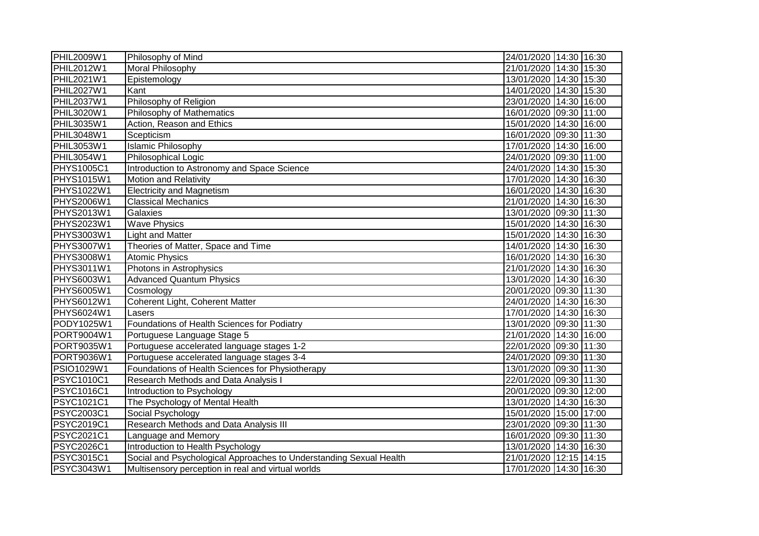| | | | | |
|---|---|---|---|---|
| PHIL2009W1 | Philosophy of Mind | 24/01/2020 | 14:30 | 16:30 |
| PHIL2012W1 | Moral Philosophy | 21/01/2020 | 14:30 | 15:30 |
| PHIL2021W1 | Epistemology | 13/01/2020 | 14:30 | 15:30 |
| PHIL2027W1 | Kant | 14/01/2020 | 14:30 | 15:30 |
| PHIL2037W1 | Philosophy of Religion | 23/01/2020 | 14:30 | 16:00 |
| PHIL3020W1 | Philosophy of Mathematics | 16/01/2020 | 09:30 | 11:00 |
| PHIL3035W1 | Action, Reason and Ethics | 15/01/2020 | 14:30 | 16:00 |
| PHIL3048W1 | Scepticism | 16/01/2020 | 09:30 | 11:30 |
| PHIL3053W1 | Islamic Philosophy | 17/01/2020 | 14:30 | 16:00 |
| PHIL3054W1 | Philosophical Logic | 24/01/2020 | 09:30 | 11:00 |
| PHYS1005C1 | Introduction to Astronomy and Space Science | 24/01/2020 | 14:30 | 15:30 |
| PHYS1015W1 | Motion and Relativity | 17/01/2020 | 14:30 | 16:30 |
| PHYS1022W1 | Electricity and Magnetism | 16/01/2020 | 14:30 | 16:30 |
| PHYS2006W1 | Classical Mechanics | 21/01/2020 | 14:30 | 16:30 |
| PHYS2013W1 | Galaxies | 13/01/2020 | 09:30 | 11:30 |
| PHYS2023W1 | Wave Physics | 15/01/2020 | 14:30 | 16:30 |
| PHYS3003W1 | Light and Matter | 15/01/2020 | 14:30 | 16:30 |
| PHYS3007W1 | Theories of Matter, Space and Time | 14/01/2020 | 14:30 | 16:30 |
| PHYS3008W1 | Atomic Physics | 16/01/2020 | 14:30 | 16:30 |
| PHYS3011W1 | Photons in Astrophysics | 21/01/2020 | 14:30 | 16:30 |
| PHYS6003W1 | Advanced Quantum Physics | 13/01/2020 | 14:30 | 16:30 |
| PHYS6005W1 | Cosmology | 20/01/2020 | 09:30 | 11:30 |
| PHYS6012W1 | Coherent Light, Coherent Matter | 24/01/2020 | 14:30 | 16:30 |
| PHYS6024W1 | Lasers | 17/01/2020 | 14:30 | 16:30 |
| PODY1025W1 | Foundations of Health Sciences for Podiatry | 13/01/2020 | 09:30 | 11:30 |
| PORT9004W1 | Portuguese Language Stage 5 | 21/01/2020 | 14:30 | 16:00 |
| PORT9035W1 | Portuguese accelerated language stages 1-2 | 22/01/2020 | 09:30 | 11:30 |
| PORT9036W1 | Portuguese accelerated language stages 3-4 | 24/01/2020 | 09:30 | 11:30 |
| PSIO1029W1 | Foundations of Health Sciences for Physiotherapy | 13/01/2020 | 09:30 | 11:30 |
| PSYC1010C1 | Research Methods and Data Analysis I | 22/01/2020 | 09:30 | 11:30 |
| PSYC1016C1 | Introduction to Psychology | 20/01/2020 | 09:30 | 12:00 |
| PSYC1021C1 | The Psychology of Mental Health | 13/01/2020 | 14:30 | 16:30 |
| PSYC2003C1 | Social Psychology | 15/01/2020 | 15:00 | 17:00 |
| PSYC2019C1 | Research Methods and Data Analysis III | 23/01/2020 | 09:30 | 11:30 |
| PSYC2021C1 | Language and Memory | 16/01/2020 | 09:30 | 11:30 |
| PSYC2026C1 | Introduction to Health Psychology | 13/01/2020 | 14:30 | 16:30 |
| PSYC3015C1 | Social and Psychological Approaches to Understanding Sexual Health | 21/01/2020 | 12:15 | 14:15 |
| PSYC3043W1 | Multisensory perception in real and virtual worlds | 17/01/2020 | 14:30 | 16:30 |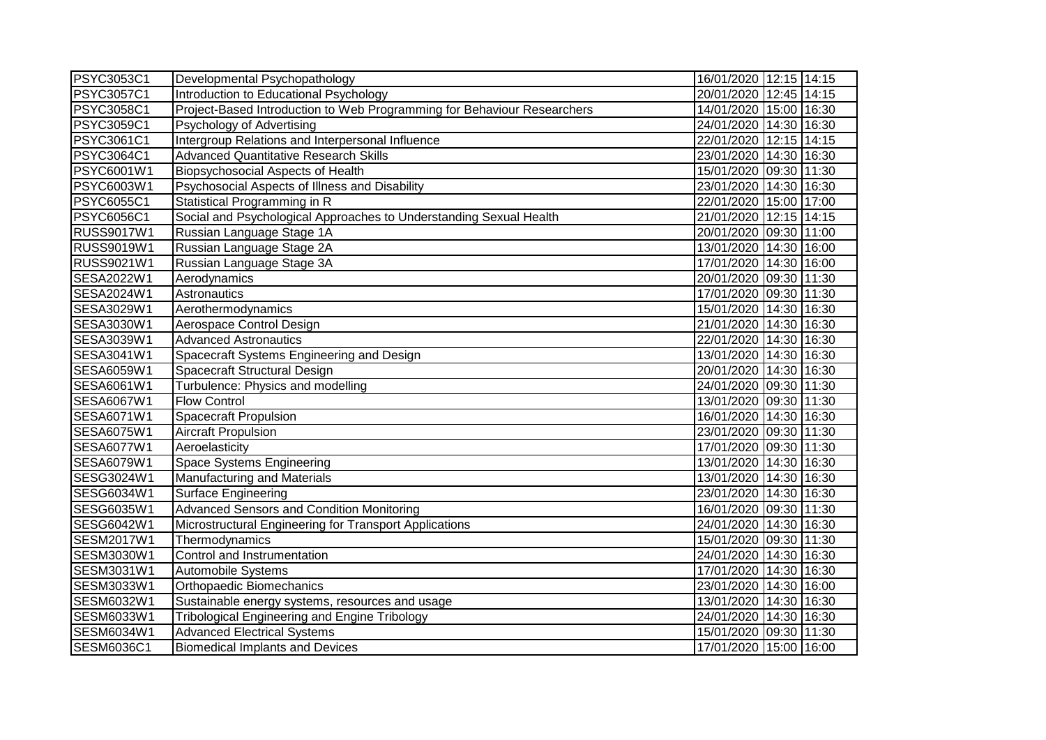| | | | | |
|---|---|---|---|---|
| PSYC3053C1 | Developmental Psychopathology | 16/01/2020 | 12:15 | 14:15 |
| PSYC3057C1 | Introduction to Educational Psychology | 20/01/2020 | 12:45 | 14:15 |
| PSYC3058C1 | Project-Based Introduction to Web Programming for Behaviour Researchers | 14/01/2020 | 15:00 | 16:30 |
| PSYC3059C1 | Psychology of Advertising | 24/01/2020 | 14:30 | 16:30 |
| PSYC3061C1 | Intergroup Relations and Interpersonal Influence | 22/01/2020 | 12:15 | 14:15 |
| PSYC3064C1 | Advanced Quantitative Research Skills | 23/01/2020 | 14:30 | 16:30 |
| PSYC6001W1 | Biopsychosocial Aspects of Health | 15/01/2020 | 09:30 | 11:30 |
| PSYC6003W1 | Psychosocial Aspects of Illness and Disability | 23/01/2020 | 14:30 | 16:30 |
| PSYC6055C1 | Statistical Programming in R | 22/01/2020 | 15:00 | 17:00 |
| PSYC6056C1 | Social and Psychological Approaches to Understanding Sexual Health | 21/01/2020 | 12:15 | 14:15 |
| RUSS9017W1 | Russian Language Stage 1A | 20/01/2020 | 09:30 | 11:00 |
| RUSS9019W1 | Russian Language Stage 2A | 13/01/2020 | 14:30 | 16:00 |
| RUSS9021W1 | Russian Language Stage 3A | 17/01/2020 | 14:30 | 16:00 |
| SESA2022W1 | Aerodynamics | 20/01/2020 | 09:30 | 11:30 |
| SESA2024W1 | Astronautics | 17/01/2020 | 09:30 | 11:30 |
| SESA3029W1 | Aerothermodynamics | 15/01/2020 | 14:30 | 16:30 |
| SESA3030W1 | Aerospace Control Design | 21/01/2020 | 14:30 | 16:30 |
| SESA3039W1 | Advanced Astronautics | 22/01/2020 | 14:30 | 16:30 |
| SESA3041W1 | Spacecraft Systems Engineering and Design | 13/01/2020 | 14:30 | 16:30 |
| SESA6059W1 | Spacecraft Structural Design | 20/01/2020 | 14:30 | 16:30 |
| SESA6061W1 | Turbulence: Physics and modelling | 24/01/2020 | 09:30 | 11:30 |
| SESA6067W1 | Flow Control | 13/01/2020 | 09:30 | 11:30 |
| SESA6071W1 | Spacecraft Propulsion | 16/01/2020 | 14:30 | 16:30 |
| SESA6075W1 | Aircraft Propulsion | 23/01/2020 | 09:30 | 11:30 |
| SESA6077W1 | Aeroelasticity | 17/01/2020 | 09:30 | 11:30 |
| SESA6079W1 | Space Systems Engineering | 13/01/2020 | 14:30 | 16:30 |
| SESG3024W1 | Manufacturing and Materials | 13/01/2020 | 14:30 | 16:30 |
| SESG6034W1 | Surface Engineering | 23/01/2020 | 14:30 | 16:30 |
| SESG6035W1 | Advanced Sensors and Condition Monitoring | 16/01/2020 | 09:30 | 11:30 |
| SESG6042W1 | Microstructural Engineering for Transport Applications | 24/01/2020 | 14:30 | 16:30 |
| SESM2017W1 | Thermodynamics | 15/01/2020 | 09:30 | 11:30 |
| SESM3030W1 | Control and Instrumentation | 24/01/2020 | 14:30 | 16:30 |
| SESM3031W1 | Automobile Systems | 17/01/2020 | 14:30 | 16:30 |
| SESM3033W1 | Orthopaedic Biomechanics | 23/01/2020 | 14:30 | 16:00 |
| SESM6032W1 | Sustainable energy systems, resources and usage | 13/01/2020 | 14:30 | 16:30 |
| SESM6033W1 | Tribological Engineering and Engine Tribology | 24/01/2020 | 14:30 | 16:30 |
| SESM6034W1 | Advanced Electrical Systems | 15/01/2020 | 09:30 | 11:30 |
| SESM6036C1 | Biomedical Implants and Devices | 17/01/2020 | 15:00 | 16:00 |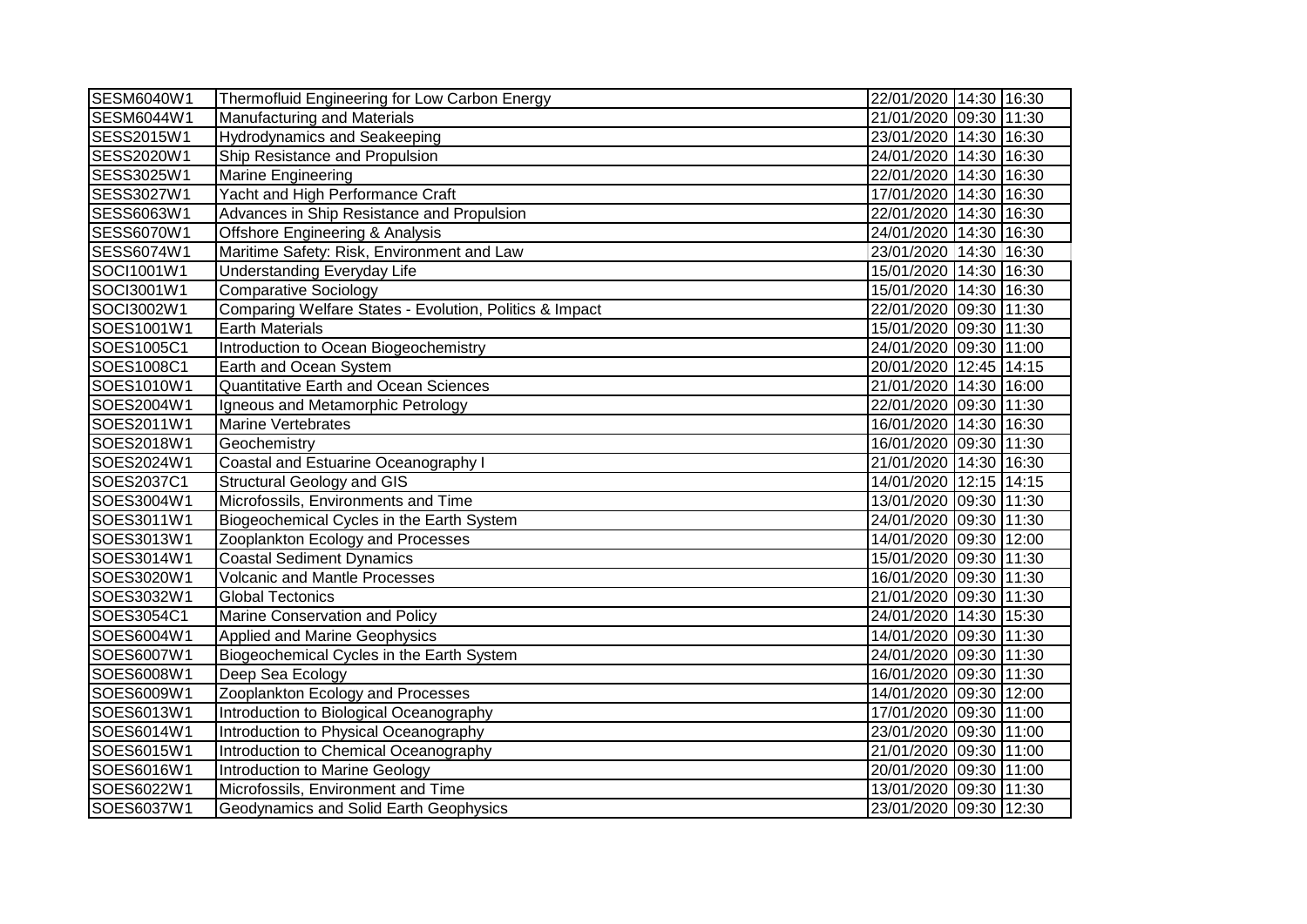| SESM6040W1 | Thermofluid Engineering for Low Carbon Energy | 22/01/2020 | 14:30 | 16:30 |
|---|---|---|---|---|
| SESM6044W1 | Manufacturing and Materials | 21/01/2020 | 09:30 | 11:30 |
| SESS2015W1 | Hydrodynamics and Seakeeping | 23/01/2020 | 14:30 | 16:30 |
| SESS2020W1 | Ship Resistance and Propulsion | 24/01/2020 | 14:30 | 16:30 |
| SESS3025W1 | Marine Engineering | 22/01/2020 | 14:30 | 16:30 |
| SESS3027W1 | Yacht and High Performance Craft | 17/01/2020 | 14:30 | 16:30 |
| SESS6063W1 | Advances in Ship Resistance and Propulsion | 22/01/2020 | 14:30 | 16:30 |
| SESS6070W1 | Offshore Engineering & Analysis | 24/01/2020 | 14:30 | 16:30 |
| SESS6074W1 | Maritime Safety: Risk, Environment and Law | 23/01/2020 | 14:30 | 16:30 |
| SOCI1001W1 | Understanding Everyday Life | 15/01/2020 | 14:30 | 16:30 |
| SOCI3001W1 | Comparative Sociology | 15/01/2020 | 14:30 | 16:30 |
| SOCI3002W1 | Comparing Welfare States - Evolution, Politics & Impact | 22/01/2020 | 09:30 | 11:30 |
| SOES1001W1 | Earth Materials | 15/01/2020 | 09:30 | 11:30 |
| SOES1005C1 | Introduction to Ocean Biogeochemistry | 24/01/2020 | 09:30 | 11:00 |
| SOES1008C1 | Earth and Ocean System | 20/01/2020 | 12:45 | 14:15 |
| SOES1010W1 | Quantitative Earth and Ocean Sciences | 21/01/2020 | 14:30 | 16:00 |
| SOES2004W1 | Igneous and Metamorphic Petrology | 22/01/2020 | 09:30 | 11:30 |
| SOES2011W1 | Marine Vertebrates | 16/01/2020 | 14:30 | 16:30 |
| SOES2018W1 | Geochemistry | 16/01/2020 | 09:30 | 11:30 |
| SOES2024W1 | Coastal and Estuarine Oceanography I | 21/01/2020 | 14:30 | 16:30 |
| SOES2037C1 | Structural Geology and GIS | 14/01/2020 | 12:15 | 14:15 |
| SOES3004W1 | Microfossils, Environments and Time | 13/01/2020 | 09:30 | 11:30 |
| SOES3011W1 | Biogeochemical Cycles in the Earth System | 24/01/2020 | 09:30 | 11:30 |
| SOES3013W1 | Zooplankton Ecology and Processes | 14/01/2020 | 09:30 | 12:00 |
| SOES3014W1 | Coastal Sediment Dynamics | 15/01/2020 | 09:30 | 11:30 |
| SOES3020W1 | Volcanic and Mantle Processes | 16/01/2020 | 09:30 | 11:30 |
| SOES3032W1 | Global Tectonics | 21/01/2020 | 09:30 | 11:30 |
| SOES3054C1 | Marine Conservation and Policy | 24/01/2020 | 14:30 | 15:30 |
| SOES6004W1 | Applied and Marine Geophysics | 14/01/2020 | 09:30 | 11:30 |
| SOES6007W1 | Biogeochemical Cycles in the Earth System | 24/01/2020 | 09:30 | 11:30 |
| SOES6008W1 | Deep Sea Ecology | 16/01/2020 | 09:30 | 11:30 |
| SOES6009W1 | Zooplankton Ecology and Processes | 14/01/2020 | 09:30 | 12:00 |
| SOES6013W1 | Introduction to Biological Oceanography | 17/01/2020 | 09:30 | 11:00 |
| SOES6014W1 | Introduction to Physical Oceanography | 23/01/2020 | 09:30 | 11:00 |
| SOES6015W1 | Introduction to Chemical Oceanography | 21/01/2020 | 09:30 | 11:00 |
| SOES6016W1 | Introduction to Marine Geology | 20/01/2020 | 09:30 | 11:00 |
| SOES6022W1 | Microfossils, Environment and Time | 13/01/2020 | 09:30 | 11:30 |
| SOES6037W1 | Geodynamics and Solid Earth Geophysics | 23/01/2020 | 09:30 | 12:30 |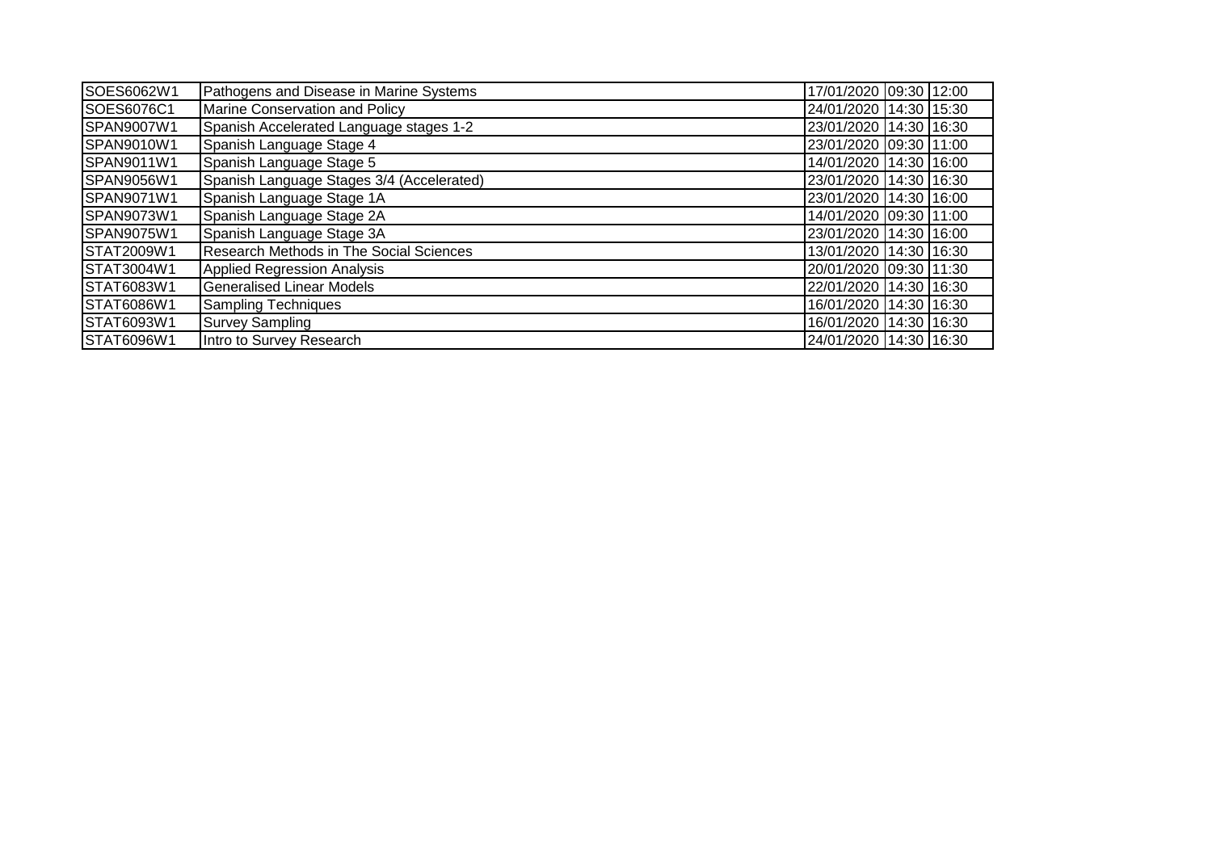| | | | | |
|---|---|---|---|---|
| SOES6062W1 | Pathogens and Disease in Marine Systems | 17/01/2020 | 09:30 | 12:00 |
| SOES6076C1 | Marine Conservation and Policy | 24/01/2020 | 14:30 | 15:30 |
| SPAN9007W1 | Spanish Accelerated Language stages 1-2 | 23/01/2020 | 14:30 | 16:30 |
| SPAN9010W1 | Spanish Language Stage 4 | 23/01/2020 | 09:30 | 11:00 |
| SPAN9011W1 | Spanish Language Stage 5 | 14/01/2020 | 14:30 | 16:00 |
| SPAN9056W1 | Spanish Language Stages 3/4 (Accelerated) | 23/01/2020 | 14:30 | 16:30 |
| SPAN9071W1 | Spanish Language Stage 1A | 23/01/2020 | 14:30 | 16:00 |
| SPAN9073W1 | Spanish Language Stage 2A | 14/01/2020 | 09:30 | 11:00 |
| SPAN9075W1 | Spanish Language Stage 3A | 23/01/2020 | 14:30 | 16:00 |
| STAT2009W1 | Research Methods in The Social Sciences | 13/01/2020 | 14:30 | 16:30 |
| STAT3004W1 | Applied Regression Analysis | 20/01/2020 | 09:30 | 11:30 |
| STAT6083W1 | Generalised Linear Models | 22/01/2020 | 14:30 | 16:30 |
| STAT6086W1 | Sampling Techniques | 16/01/2020 | 14:30 | 16:30 |
| STAT6093W1 | Survey Sampling | 16/01/2020 | 14:30 | 16:30 |
| STAT6096W1 | Intro to Survey Research | 24/01/2020 | 14:30 | 16:30 |